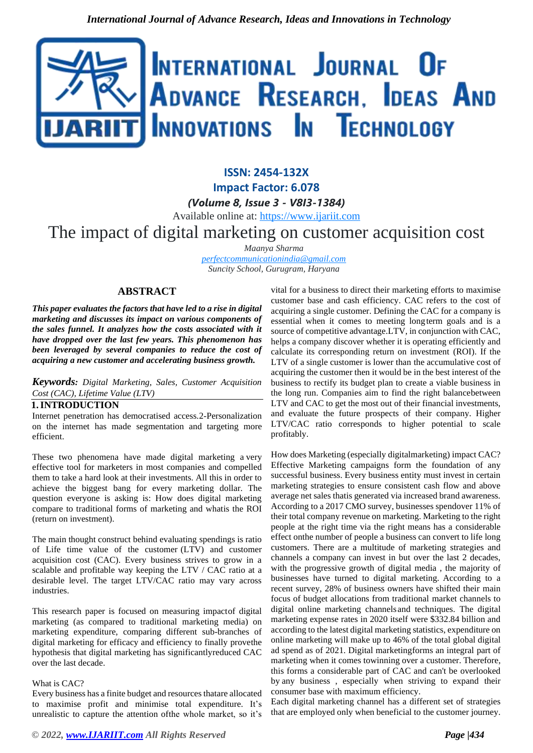**ISSN: 2454-132X**

**Impact Factor: 6.078**

***(Volume 8, Issue 3 - V8I3-1384)***

Available online at: https://www.ijariit.com

# The impact of digital marketing on customer acquisition cost

*Maanya Sharma*
*perfectcommunicationindia@gmail.com*
*Suncity School, Gurugram, Haryana*

## ABSTRACT

***This paper evaluates the factors that have led to a rise in digital marketing and discusses its impact on various components of the sales funnel. It analyzes how the costs associated with it have dropped over the last few years. This phenomenon has been leveraged by several companies to reduce the cost of acquiring a new customer and accelerating business growth.***

***Keywords:*** *Digital Marketing, Sales, Customer Acquisition Cost (CAC), Lifetime Value (LTV)*

## 1. INTRODUCTION

Internet penetration has democratised access.2-Personalization on the internet has made segmentation and targeting more efficient.

These two phenomena have made digital marketing a very effective tool for marketers in most companies and compelled them to take a hard look at their investments. All this in order to achieve the biggest bang for every marketing dollar. The question everyone is asking is: How does digital marketing compare to traditional forms of marketing and whatis the ROI (return on investment).

The main thought construct behind evaluating spendings is ratio of Life time value of the customer (LTV) and customer acquisition cost (CAC). Every business strives to grow in a scalable and profitable way keeping the LTV / CAC ratio at a desirable level. The target LTV/CAC ratio may vary across industries.

This research paper is focused on measuring impactof digital marketing (as compared to traditional marketing media) on marketing expenditure, comparing different sub-branches of digital marketing for efficacy and efficiency to finally provethe hypothesis that digital marketing has significantlyreduced CAC over the last decade.

What is CAC?

Every business has a finite budget and resources thatare allocated to maximise profit and minimise total expenditure. It's unrealistic to capture the attention ofthe whole market, so it's vital for a business to direct their marketing efforts to maximise customer base and cash efficiency. CAC refers to the cost of acquiring a single customer. Defining the CAC for a company is essential when it comes to meeting longterm goals and is a source of competitive advantage.LTV, in conjunction with CAC, helps a company discover whether it is operating efficiently and calculate its corresponding return on investment (ROI). If the LTV of a single customer is lower than the accumulative cost of acquiring the customer then it would be in the best interest of the business to rectify its budget plan to create a viable business in the long run. Companies aim to find the right balancebetween LTV and CAC to get the most out of their financial investments, and evaluate the future prospects of their company. Higher LTV/CAC ratio corresponds to higher potential to scale profitably.

How does Marketing (especially digitalmarketing) impact CAC?

Effective Marketing campaigns form the foundation of any successful business. Every business entity must invest in certain marketing strategies to ensure consistent cash flow and above average net sales thatis generated via increased brand awareness. According to a 2017 CMO survey, businesses spendover 11% of their total company revenue on marketing. Marketing to the right people at the right time via the right means has a considerable effect onthe number of people a business can convert to life long customers. There are a multitude of marketing strategies and channels a company can invest in but over the last 2 decades, with the progressive growth of digital media , the majority of businesses have turned to digital marketing. According to a recent survey, 28% of business owners have shifted their main focus of budget allocations from traditional market channels to digital online marketing channelsand techniques. The digital marketing expense rates in 2020 itself were $332.84 billion and according to the latest digital marketing statistics, expenditure on online marketing will make up to 46% of the total global digital ad spend as of 2021. Digital marketingforms an integral part of marketing when it comes towinning over a customer. Therefore, this forms a considerable part of CAC and can't be overlooked by any business , especially when striving to expand their consumer base with maximum efficiency.

Each digital marketing channel has a different set of strategies that are employed only when beneficial to the customer journey.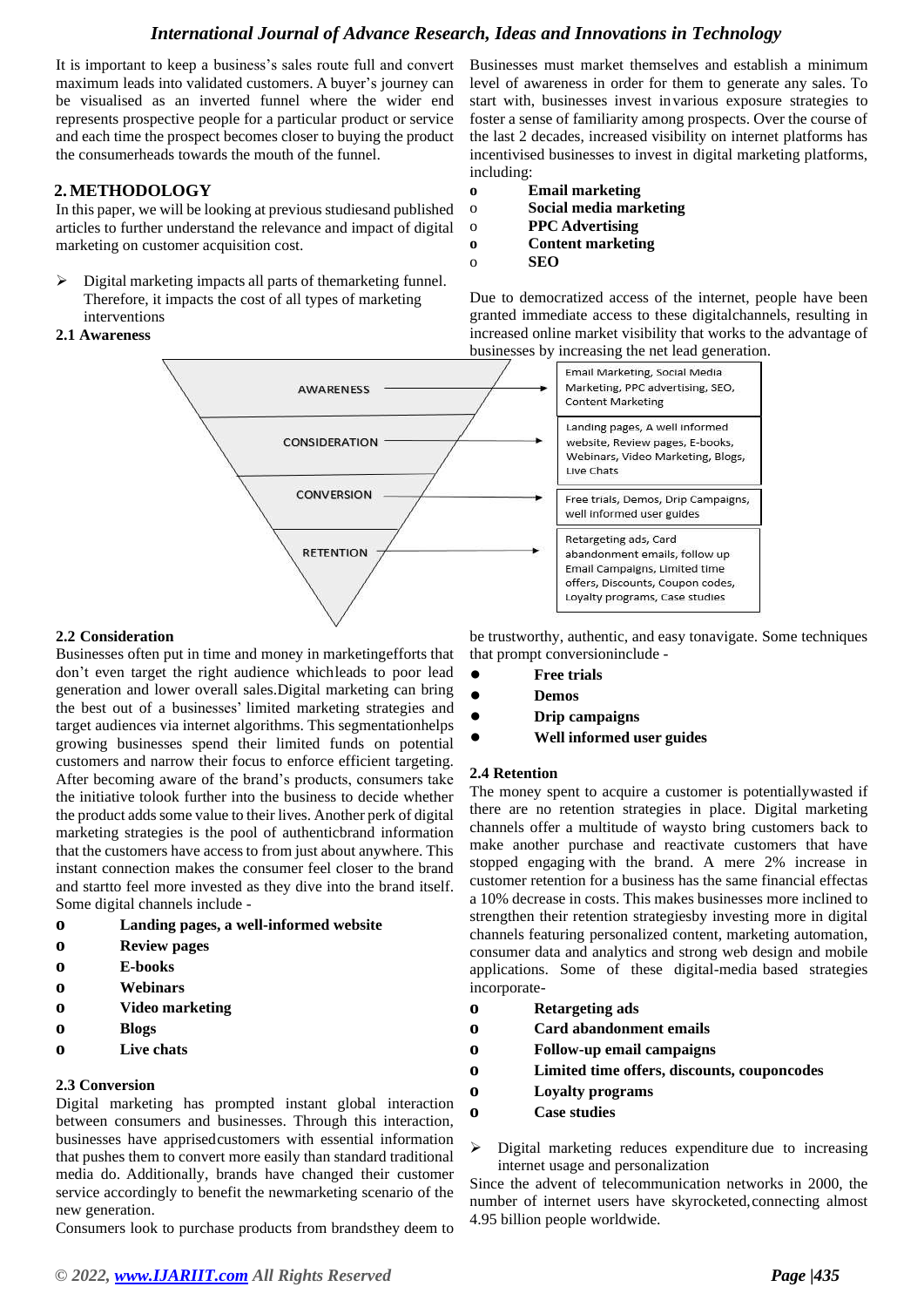It is important to keep a business's sales route full and convert maximum leads into validated customers. A buyer's journey can be visualised as an inverted funnel where the wider end represents prospective people for a particular product or service and each time the prospect becomes closer to buying the product the consumerheads towards the mouth of the funnel.

## 2. METHODOLOGY

In this paper, we will be looking at previous studiesand published articles to further understand the relevance and impact of digital marketing on customer acquisition cost.

- Digital marketing impacts all parts of themarketing funnel. Therefore, it impacts the cost of all types of marketing interventions

### 2.1 Awareness

Businesses must market themselves and establish a minimum level of awareness in order for them to generate any sales. To start with, businesses invest invarious exposure strategies to foster a sense of familiarity among prospects. Over the course of the last 2 decades, increased visibility on internet platforms has incentivised businesses to invest in digital marketing platforms, including:

- **Email marketing**
- **Social media marketing**
- **PPC Advertising**
- **Content marketing**
- **SEO**

Due to democratized access of the internet, people have been granted immediate access to these digitalchannels, resulting in increased online market visibility that works to the advantage of businesses by increasing the net lead generation.

| Stage | Channels |
| --- | --- |
| AWARENESS | Email Marketing, Social Media Marketing, PPC advertising, SEO, Content Marketing |
| CONSIDERATION | Landing pages, A well informed website, Review pages, E-books, Webinars, Video Marketing, Blogs, Live Chats |
| CONVERSION | Free trials, Demos, Drip Campaigns, well informed user guides |
| RETENTION | Retargeting ads, Card abandonment emails, follow up Email Campaigns, Limited time offers, Discounts, Coupon codes, Loyalty programs, Case studies |

### 2.2 Consideration

Businesses often put in time and money in marketingefforts that don't even target the right audience whichleads to poor lead generation and lower overall sales.Digital marketing can bring the best out of a businesses' limited marketing strategies and target audiences via internet algorithms. This segmentationhelps growing businesses spend their limited funds on potential customers and narrow their focus to enforce efficient targeting. After becoming aware of the brand's products, consumers take the initiative tolook further into the business to decide whether the product adds some value to their lives. Another perk of digital marketing strategies is the pool of authenticbrand information that the customers have access to from just about anywhere. This instant connection makes the consumer feel closer to the brand and startto feel more invested as they dive into the brand itself. Some digital channels include -

- **Landing pages, a well-informed website**
- **Review pages**
- **E-books**
- **Webinars**
- **Video marketing**
- **Blogs**
- **Live chats**

### 2.3 Conversion

Digital marketing has prompted instant global interaction between consumers and businesses. Through this interaction, businesses have apprisedcustomers with essential information that pushes them to convert more easily than standard traditional media do. Additionally, brands have changed their customer service accordingly to benefit the newmarketing scenario of the new generation.

Consumers look to purchase products from brandsthey deem to be trustworthy, authentic, and easy tonavigate. Some techniques that prompt conversioninclude -

- **Free trials**
- **Demos**
- **Drip campaigns**
- **Well informed user guides**

### 2.4 Retention

The money spent to acquire a customer is potentiallywasted if there are no retention strategies in place. Digital marketing channels offer a multitude of waysto bring customers back to make another purchase and reactivate customers that have stopped engaging with the brand. A mere 2% increase in customer retention for a business has the same financial effectas a 10% decrease in costs. This makes businesses more inclined to strengthen their retention strategiesby investing more in digital channels featuring personalized content, marketing automation, consumer data and analytics and strong web design and mobile applications. Some of these digital-media based strategies incorporate-

- **Retargeting ads**
- **Card abandonment emails**
- **Follow-up email campaigns**
- **Limited time offers, discounts, couponcodes**
- **Loyalty programs**
- **Case studies**

- Digital marketing reduces expenditure due to increasing internet usage and personalization

Since the advent of telecommunication networks in 2000, the number of internet users have skyrocketed,connecting almost 4.95 billion people worldwide.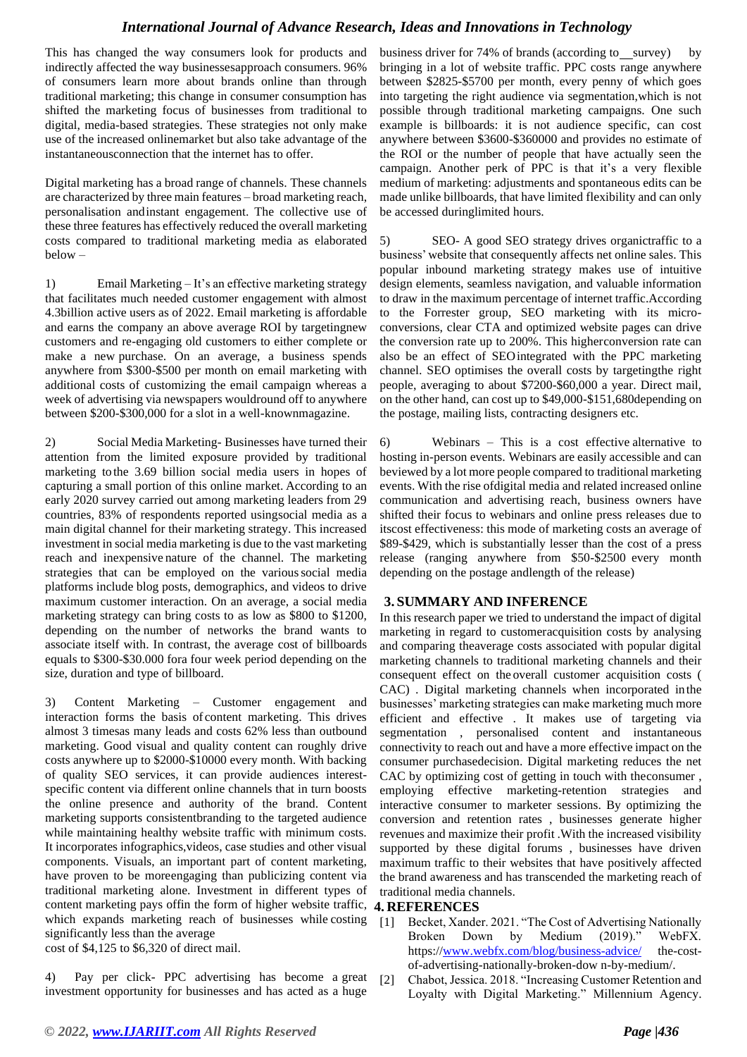This has changed the way consumers look for products and indirectly affected the way businessesapproach consumers. 96% of consumers learn more about brands online than through traditional marketing; this change in consumer consumption has shifted the marketing focus of businesses from traditional to digital, media-based strategies. These strategies not only make use of the increased onlinemarket but also take advantage of the instantaneousconnection that the internet has to offer.

Digital marketing has a broad range of channels. These channels are characterized by three main features – broad marketing reach, personalisation andinstant engagement. The collective use of these three features has effectively reduced the overall marketing costs compared to traditional marketing media as elaborated below –

1) Email Marketing – It's an effective marketing strategy that facilitates much needed customer engagement with almost 4.3billion active users as of 2022. Email marketing is affordable and earns the company an above average ROI by targetingnew customers and re-engaging old customers to either complete or make a new purchase. On an average, a business spends anywhere from $300-$500 per month on email marketing with additional costs of customizing the email campaign whereas a week of advertising via newspapers wouldround off to anywhere between $200-$300,000 for a slot in a well-knownmagazine.

2) Social Media Marketing- Businesses have turned their attention from the limited exposure provided by traditional marketing tothe 3.69 billion social media users in hopes of capturing a small portion of this online market. According to an early 2020 survey carried out among marketing leaders from 29 countries, 83% of respondents reported usingsocial media as a main digital channel for their marketing strategy. This increased investment in social media marketing is due to the vast marketing reach and inexpensive nature of the channel. The marketing strategies that can be employed on the varioussocial media platforms include blog posts, demographics, and videos to drive maximum customer interaction. On an average, a social media marketing strategy can bring costs to as low as $800 to $1200, depending on the number of networks the brand wants to associate itself with. In contrast, the average cost of billboards equals to $300-$30.000 fora four week period depending on the size, duration and type of billboard.

3) Content Marketing – Customer engagement and interaction forms the basis of content marketing. This drives almost 3 timesas many leads and costs 62% less than outbound marketing. Good visual and quality content can roughly drive costs anywhere up to $2000-$10000 every month. With backing of quality SEO services, it can provide audiences interest-specific content via different online channels that in turn boosts the online presence and authority of the brand. Content marketing supports consistentbranding to the targeted audience while maintaining healthy website traffic with minimum costs. It incorporates infographics,videos, case studies and other visual components. Visuals, an important part of content marketing, have proven to be moreengaging than publicizing content via traditional marketing alone. Investment in different types of content marketing pays offin the form of higher website traffic, which expands marketing reach of businesses while costing significantly less than the average cost of $4,125 to $6,320 of direct mail.

4) Pay per click- PPC advertising has become a great investment opportunity for businesses and has acted as a huge business driver for 74% of brands (according to survey) by bringing in a lot of website traffic. PPC costs range anywhere between $2825-$5700 per month, every penny of which goes into targeting the right audience via segmentation,which is not possible through traditional marketing campaigns. One such example is billboards: it is not audience specific, can cost anywhere between $3600-$360000 and provides no estimate of the ROI or the number of people that have actually seen the campaign. Another perk of PPC is that it's a very flexible medium of marketing: adjustments and spontaneous edits can be made unlike billboards, that have limited flexibility and can only be accessed duringlimited hours.

5) SEO- A good SEO strategy drives organictraffic to a business' website that consequently affects net online sales. This popular inbound marketing strategy makes use of intuitive design elements, seamless navigation, and valuable information to draw in the maximum percentage of internet traffic.According to the Forrester group, SEO marketing with its micro-conversions, clear CTA and optimized website pages can drive the conversion rate up to 200%. This higherconversion rate can also be an effect of SEOintegrated with the PPC marketing channel. SEO optimises the overall costs by targetingthe right people, averaging to about $7200-$60,000 a year. Direct mail, on the other hand, can cost up to $49,000-$151,680depending on the postage, mailing lists, contracting designers etc.

6) Webinars – This is a cost effective alternative to hosting in-person events. Webinars are easily accessible and can beviewed by a lot more people compared to traditional marketing events. With the rise ofdigital media and related increased online communication and advertising reach, business owners have shifted their focus to webinars and online press releases due to itscost effectiveness: this mode of marketing costs an average of $89-$429, which is substantially lesser than the cost of a press release (ranging anywhere from $50-$2500 every month depending on the postage andlength of the release)

## 3. SUMMARY AND INFERENCE

In this research paper we tried to understand the impact of digital marketing in regard to customeracquisition costs by analysing and comparing theaverage costs associated with popular digital marketing channels to traditional marketing channels and their consequent effect on the overall customer acquisition costs ( CAC) . Digital marketing channels when incorporated inthe businesses' marketing strategies can make marketing much more efficient and effective . It makes use of targeting via segmentation , personalised content and instantaneous connectivity to reach out and have a more effective impact on the consumer purchasedecision. Digital marketing reduces the net CAC by optimizing cost of getting in touch with theconsumer , employing effective marketing-retention strategies and interactive consumer to marketer sessions. By optimizing the conversion and retention rates , businesses generate higher revenues and maximize their profit .With the increased visibility supported by these digital forums , businesses have driven maximum traffic to their websites that have positively affected the brand awareness and has transcended the marketing reach of traditional media channels.

## 4. REFERENCES

[1] Becket, Xander. 2021. "The Cost of Advertising Nationally Broken Down by Medium (2019)." WebFX. https://www.webfx.com/blog/business-advice/ the-cost-of-advertising-nationally-broken-dow n-by-medium/.

[2] Chabot, Jessica. 2018. "Increasing Customer Retention and Loyalty with Digital Marketing." Millennium Agency.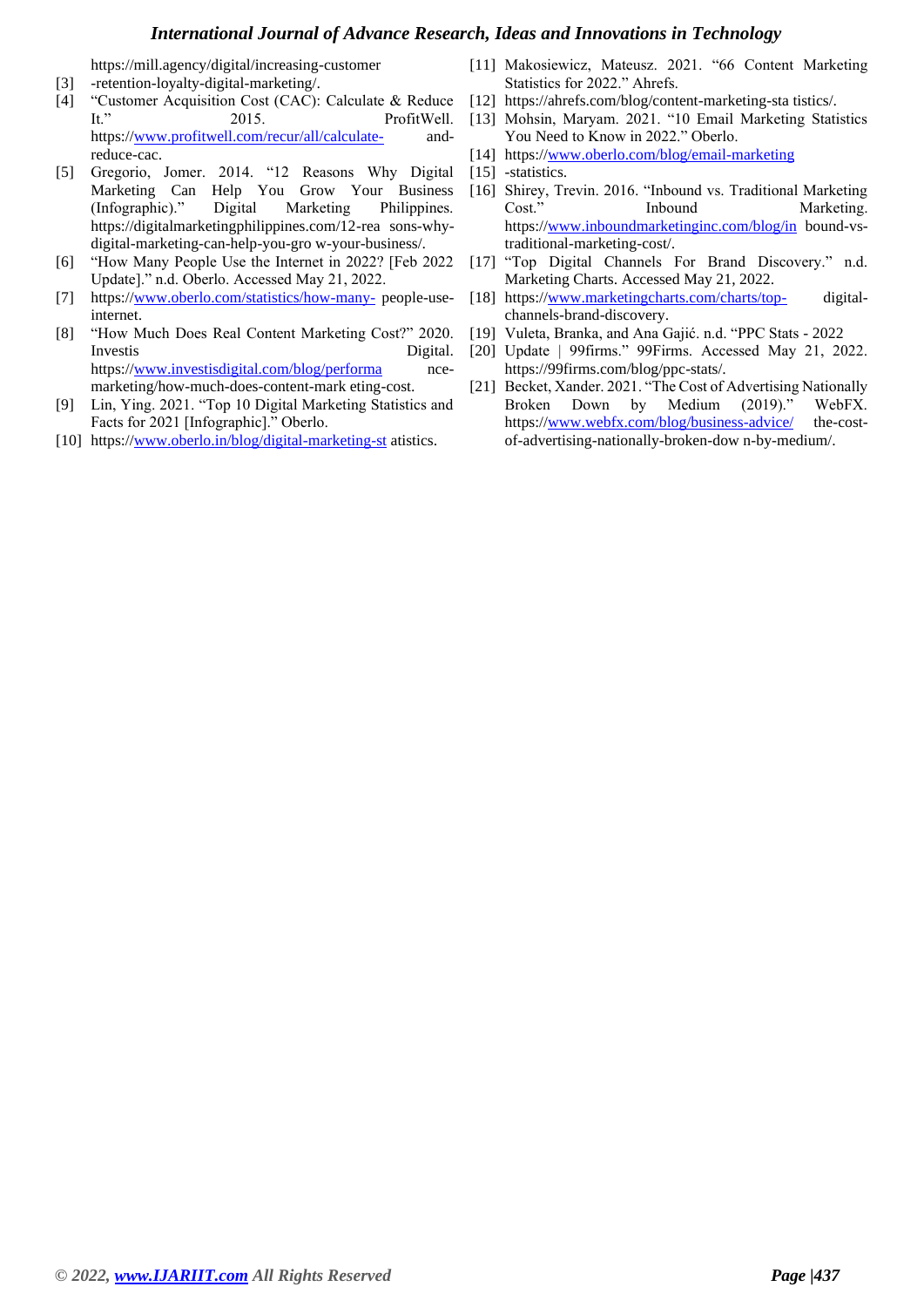https://mill.agency/digital/increasing-customer

[3] -retention-loyalty-digital-marketing/.

[4] "Customer Acquisition Cost (CAC): Calculate & Reduce It." 2015. ProfitWell. https://www.profitwell.com/recur/all/calculate- and-reduce-cac.

[5] Gregorio, Jomer. 2014. "12 Reasons Why Digital Marketing Can Help You Grow Your Business (Infographic)." Digital Marketing Philippines. https://digitalmarketingphilippines.com/12-rea sons-why-digital-marketing-can-help-you-gro w-your-business/.

[6] "How Many People Use the Internet in 2022? [Feb 2022 Update]." n.d. Oberlo. Accessed May 21, 2022.

[7] https://www.oberlo.com/statistics/how-many- people-use-internet.

[8] "How Much Does Real Content Marketing Cost?" 2020. Investis Digital. https://www.investisdigital.com/blog/performa nce-marketing/how-much-does-content-mark eting-cost.

[9] Lin, Ying. 2021. "Top 10 Digital Marketing Statistics and Facts for 2021 [Infographic]." Oberlo.

[10] https://www.oberlo.in/blog/digital-marketing-st atistics.

[11] Makosiewicz, Mateusz. 2021. "66 Content Marketing Statistics for 2022." Ahrefs.

[12] https://ahrefs.com/blog/content-marketing-sta tistics/.

[13] Mohsin, Maryam. 2021. "10 Email Marketing Statistics You Need to Know in 2022." Oberlo.

[14] https://www.oberlo.com/blog/email-marketing

[15] -statistics.

[16] Shirey, Trevin. 2016. "Inbound vs. Traditional Marketing Cost." Inbound Marketing. https://www.inboundmarketinginc.com/blog/in bound-vs-traditional-marketing-cost/.

[17] "Top Digital Channels For Brand Discovery." n.d. Marketing Charts. Accessed May 21, 2022.

[18] https://www.marketingcharts.com/charts/top- digital-channels-brand-discovery.

[19] Vuleta, Branka, and Ana Gajić. n.d. "PPC Stats - 2022

[20] Update | 99firms." 99Firms. Accessed May 21, 2022. https://99firms.com/blog/ppc-stats/.

[21] Becket, Xander. 2021. "The Cost of Advertising Nationally Broken Down by Medium (2019)." WebFX. https://www.webfx.com/blog/business-advice/ the-cost-of-advertising-nationally-broken-dow n-by-medium/.